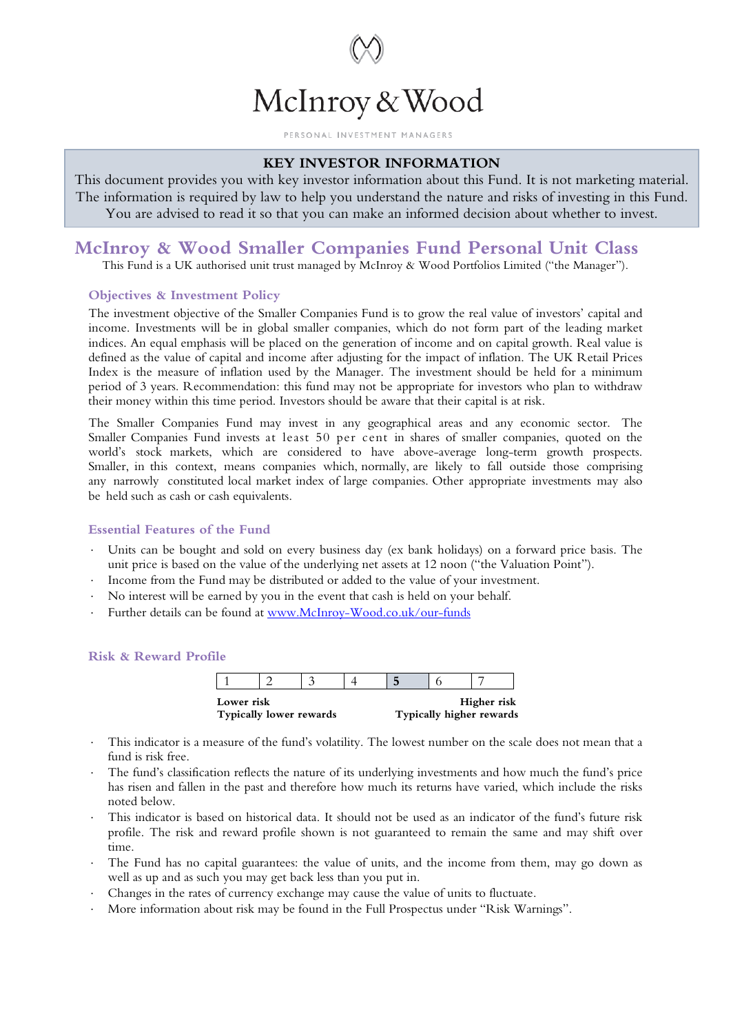# McInroy & Wood

PERSONAL INVESTMENT MANAGERS

**KEY INVESTOR INFORMATION**

This document provides you with key investor information about this Fund. It is not marketing material. The information is required by law to help you understand the nature and risks of investing in this Fund. You are advised to read it so that you can make an informed decision about whether to invest.

## McInroy & Wood Smaller Companies Fund Personal Unit Class

This Fund is a UK authorised unit trust managed by McInroy & Wood Portfolios Limited ("the Manager").

### Objectives & Investment Policy

The investment objective of the Smaller Companies Fund is to grow the real value of investors' capital and income. Investments will be in global smaller companies, which do not form part of the leading market indices. An equal emphasis will be placed on the generation of income and on capital growth. Real value is defined as the value of capital and income after adjusting for the impact of inflation. The UK Retail Prices Index is the measure of inflation used by the Manager. The investment should be held for a minimum period of 3 years. Recommendation: this fund may not be appropriate for investors who plan to withdraw their money within this time period. Investors should be aware that their capital is at risk.

The Smaller Companies Fund may invest in any geographical areas and any economic sector. The Smaller Companies Fund invests at least 50 per cent in shares of smaller companies, quoted on the world's stock markets, which are considered to have above-average long-term growth prospects. Smaller, in this context, means companies which, normally, are likely to fall outside those comprising any narrowly constituted local market index of large companies. Other appropriate investments may also be held such as cash or cash equivalents.

### Essential Features of the Fund

- Units can be bought and sold on every business day (ex bank holidays) on a forward price basis. The unit price is based on the value of the underlying net assets at 12 noon ("the Valuation Point").
- Income from the Fund may be distributed or added to the value of your investment.
- No interest will be earned by you in the event that cash is held on your behalf.
- Further details can be found at www.McInroy-Wood.co.uk/our-funds

### Risk & Reward Profile

| 1 | 2 | 3 | 4 | **5** | 6 | 7 |
|---|---|---|---|---|---|---|

**Lower risk** / **Typically lower rewards** — **Higher risk** / **Typically higher rewards**

- This indicator is a measure of the fund's volatility. The lowest number on the scale does not mean that a fund is risk free.
- The fund's classification reflects the nature of its underlying investments and how much the fund's price has risen and fallen in the past and therefore how much its returns have varied, which include the risks noted below.
- This indicator is based on historical data. It should not be used as an indicator of the fund's future risk profile. The risk and reward profile shown is not guaranteed to remain the same and may shift over time.
- The Fund has no capital guarantees: the value of units, and the income from them, may go down as well as up and as such you may get back less than you put in.
- Changes in the rates of currency exchange may cause the value of units to fluctuate.
- More information about risk may be found in the Full Prospectus under "Risk Warnings".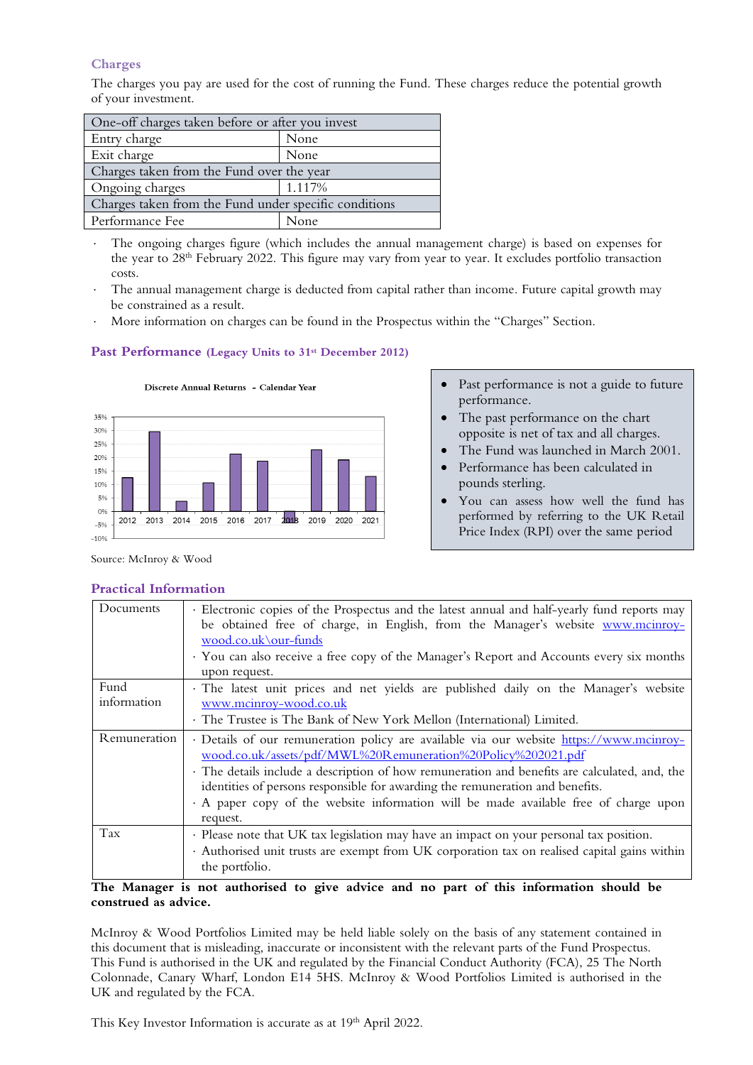## Charges

The charges you pay are used for the cost of running the Fund. These charges reduce the potential growth of your investment.

| | |
|---|---|
| One-off charges taken before or after you invest | |
| Entry charge | None |
| Exit charge | None |
| Charges taken from the Fund over the year | |
| Ongoing charges | 1.117% |
| Charges taken from the Fund under specific conditions | |
| Performance Fee | None |

- The ongoing charges figure (which includes the annual management charge) is based on expenses for the year to 28th February 2022. This figure may vary from year to year. It excludes portfolio transaction costs.
- The annual management charge is deducted from capital rather than income. Future capital growth may be constrained as a result.
- More information on charges can be found in the Prospectus within the "Charges" Section.

## Past Performance (Legacy Units to 31st December 2012)

Discrete Annual Returns - Calendar Year

35%
30%
25%
20%
15%
10%
5%
0%
-5%
-10%

2012 2013 2014 2015 2016 2017 2018 2019 2020 2021

Source: McInroy & Wood

- Past performance is not a guide to future performance.
- The past performance on the chart opposite is net of tax and all charges.
- The Fund was launched in March 2001.
- Performance has been calculated in pounds sterling.
- You can assess how well the fund has performed by referring to the UK Retail Price Index (RPI) over the same period

## Practical Information

| | |
|---|---|
| Documents | · Electronic copies of the Prospectus and the latest annual and half-yearly fund reports may be obtained free of charge, in English, from the Manager's website www.mcinroy-wood.co.uk\our-funds<br>· You can also receive a free copy of the Manager's Report and Accounts every six months upon request. |
| Fund information | · The latest unit prices and net yields are published daily on the Manager's website www.mcinroy-wood.co.uk<br>· The Trustee is The Bank of New York Mellon (International) Limited. |
| Remuneration | · Details of our remuneration policy are available via our website https://www.mcinroy-wood.co.uk/assets/pdf/MWL%20Remuneration%20Policy%202021.pdf<br>· The details include a description of how remuneration and benefits are calculated, and, the identities of persons responsible for awarding the remuneration and benefits.<br>· A paper copy of the website information will be made available free of charge upon request. |
| Tax | · Please note that UK tax legislation may have an impact on your personal tax position.<br>· Authorised unit trusts are exempt from UK corporation tax on realised capital gains within the portfolio. |

**The Manager is not authorised to give advice and no part of this information should be construed as advice.**

McInroy & Wood Portfolios Limited may be held liable solely on the basis of any statement contained in this document that is misleading, inaccurate or inconsistent with the relevant parts of the Fund Prospectus. This Fund is authorised in the UK and regulated by the Financial Conduct Authority (FCA), 25 The North Colonnade, Canary Wharf, London E14 5HS. McInroy & Wood Portfolios Limited is authorised in the UK and regulated by the FCA.

This Key Investor Information is accurate as at 19th April 2022.